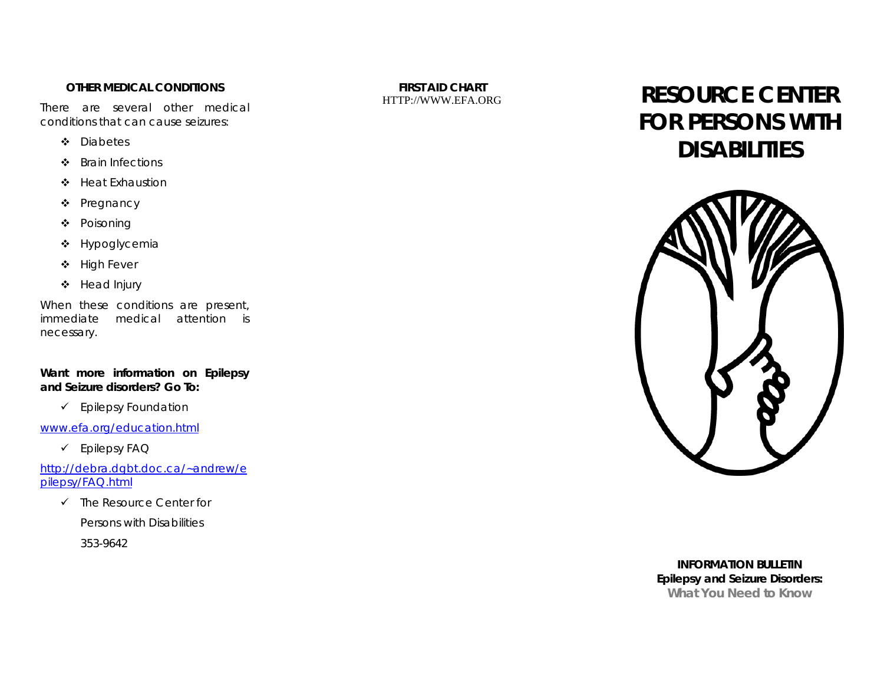### OTHER MEDICAL CONDITIONS

There are several other medical conditions that can cause seizures:

- Diabetes
- Brain Infections
- Heat Exhaustion
- Pregnancy
- Poisoning
- Hypoglycemia
- High Fever
- Head Injury

When these conditions are present, immediate medical attention is necessary.

**Want more information on Epilepsy and Seizure disorders? Go To:**

- ✓ Epilepsy Foundation

[www.efa.org/education.html](www.efa.org/education.html)

- ✓ Epilepsy FAQ

[http://debra.dgbt.doc.ca/~andrew/epilepsy/FAQ.html](http://debra.dgbt.doc.ca/~andrew/epilepsy/FAQ.html)

- ✓ The Resource Center for Persons with Disabilities 353-9642

### FIRST AID CHART

HTTP://WWW.EFA.ORG

# RESOURCE CENTER FOR PERSONS WITH DISABILITIES

**INFORMATION BULLETIN**

**Epilepsy and Seizure Disorders:**

**What You Need to Know**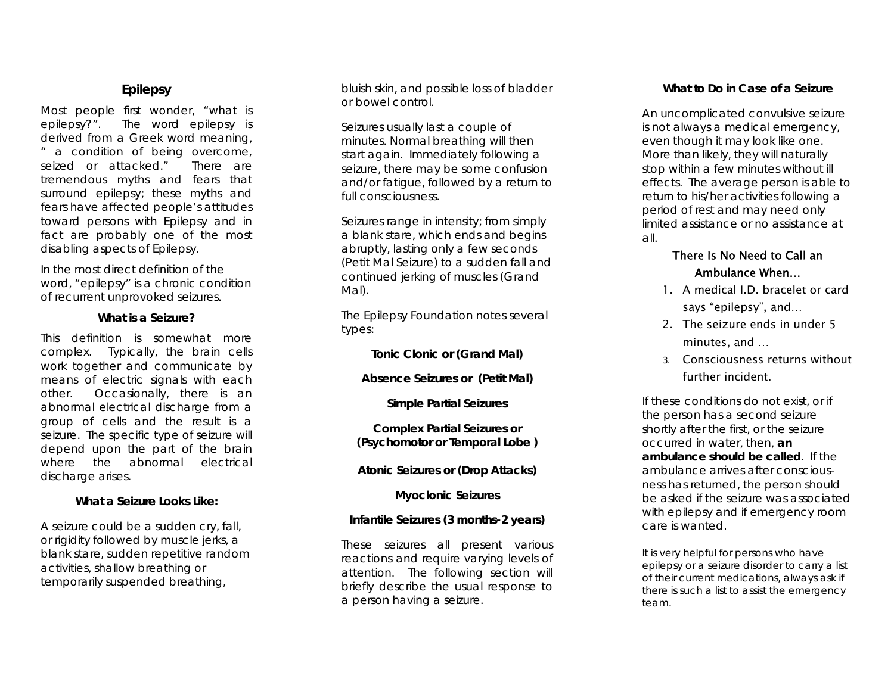## Epilepsy

Most people first wonder, "what is epilepsy?". The word epilepsy is derived from a Greek word meaning, " a condition of being overcome, seized or attacked." There are tremendous myths and fears that surround epilepsy; these myths and fears have affected people's attitudes toward persons with Epilepsy and in fact are probably one of the most disabling aspects of Epilepsy.

In the most direct definition of the word, "epilepsy" is a chronic condition of recurrent unprovoked seizures.

### What is a Seizure?

This definition is somewhat more complex. Typically, the brain cells work together and communicate by means of electric signals with each other. Occasionally, there is an abnormal electrical discharge from a group of cells and the result is a seizure. The specific type of seizure will depend upon the part of the brain where the abnormal electrical discharge arises.

### What a Seizure Looks Like:

A seizure could be a sudden cry, fall, or rigidity followed by muscle jerks, a blank stare, sudden repetitive random activities, shallow breathing or temporarily suspended breathing, bluish skin, and possible loss of bladder or bowel control.

Seizures usually last a couple of minutes. Normal breathing will then start again. Immediately following a seizure, there may be some confusion and/or fatigue, followed by a return to full consciousness.

Seizures range in intensity; from simply a blank stare, which ends and begins abruptly, lasting only a few seconds (Petit Mal Seizure) to a sudden fall and continued jerking of muscles (Grand Mal).

The Epilepsy Foundation notes several types:

**Tonic Clonic or (Grand Mal)**

**Absence Seizures or (Petit Mal)**

**Simple Partial Seizures**

**Complex Partial Seizures or (Psychomotor or Temporal Lobe )**

**Atonic Seizures or (Drop Attacks)**

**Myoclonic Seizures**

**Infantile Seizures (3 months-2 years)**

These seizures all present various reactions and require varying levels of attention. The following section will briefly describe the usual response to a person having a seizure.

### What to Do in Case of a Seizure

An uncomplicated convulsive seizure is not always a medical emergency, even though it may look like one. More than likely, they will naturally stop within a few minutes without ill effects. The average person is able to return to his/her activities following a period of rest and may need only limited assistance or no assistance at all.

**There is No Need to Call an Ambulance When…**

1. A medical I.D. bracelet or card says "epilepsy", and…
2. The seizure ends in under 5 minutes, and …
3. Consciousness returns without further incident.

If these conditions do not exist, or if the person has a second seizure shortly after the first, or the seizure occurred in water, then, **an ambulance should be called**. If the ambulance arrives after consciousness has returned, the person should be asked if the seizure was associated with epilepsy and if emergency room care is wanted.

It is very helpful for persons who have epilepsy or a seizure disorder to carry a list of their current medications, always ask if there is such a list to assist the emergency team.